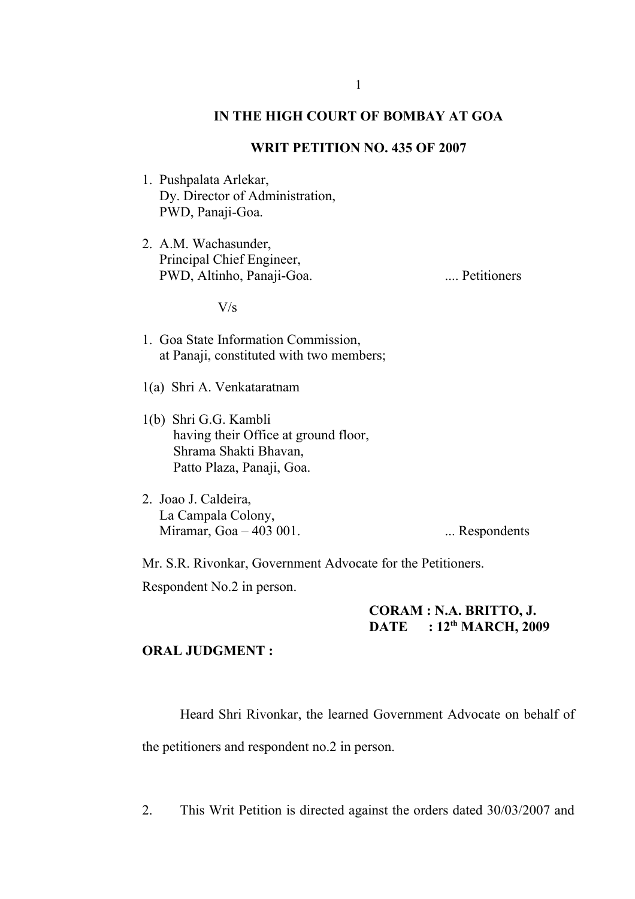**IN THE HIGH COURT OF BOMBAY AT GOA**

**WRIT PETITION NO. 435 OF 2007**

1. Pushpalata Arlekar,
   Dy. Director of Administration,
   PWD, Panaji-Goa.

2. A.M. Wachasunder,
   Principal Chief Engineer,
   PWD, Altinho, Panaji-Goa. .... Petitioners

V/s

1. Goa State Information Commission,
   at Panaji, constituted with two members;

1(a) Shri A. Venkataratnam

1(b) Shri G.G. Kambli
   having their Office at ground floor,
   Shrama Shakti Bhavan,
   Patto Plaza, Panaji, Goa.

2. Joao J. Caldeira,
   La Campala Colony,
   Miramar, Goa – 403 001. ... Respondents

Mr. S.R. Rivonkar, Government Advocate for the Petitioners.

Respondent No.2 in person.

**CORAM : N.A. BRITTO, J.**
**DATE : 12th MARCH, 2009**

**ORAL JUDGMENT :**

Heard Shri Rivonkar, the learned Government Advocate on behalf of the petitioners and respondent no.2 in person.

2. This Writ Petition is directed against the orders dated 30/03/2007 and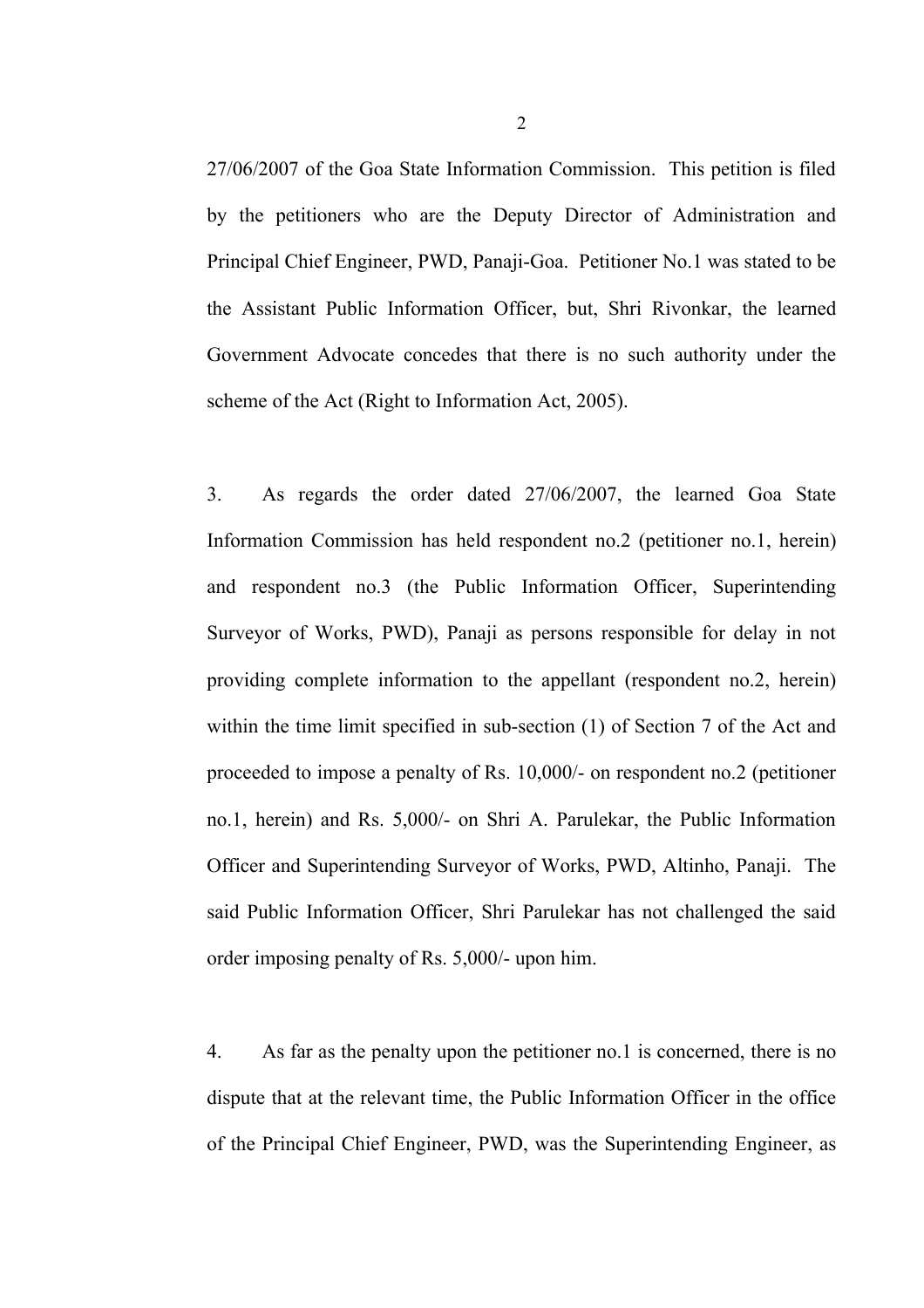27/06/2007 of the Goa State Information Commission. This petition is filed by the petitioners who are the Deputy Director of Administration and Principal Chief Engineer, PWD, Panaji-Goa. Petitioner No.1 was stated to be the Assistant Public Information Officer, but, Shri Rivonkar, the learned Government Advocate concedes that there is no such authority under the scheme of the Act (Right to Information Act, 2005).

3. As regards the order dated 27/06/2007, the learned Goa State Information Commission has held respondent no.2 (petitioner no.1, herein) and respondent no.3 (the Public Information Officer, Superintending Surveyor of Works, PWD), Panaji as persons responsible for delay in not providing complete information to the appellant (respondent no.2, herein) within the time limit specified in sub-section (1) of Section 7 of the Act and proceeded to impose a penalty of Rs. 10,000/- on respondent no.2 (petitioner no.1, herein) and Rs. 5,000/- on Shri A. Parulekar, the Public Information Officer and Superintending Surveyor of Works, PWD, Altinho, Panaji. The said Public Information Officer, Shri Parulekar has not challenged the said order imposing penalty of Rs. 5,000/- upon him.

4. As far as the penalty upon the petitioner no.1 is concerned, there is no dispute that at the relevant time, the Public Information Officer in the office of the Principal Chief Engineer, PWD, was the Superintending Engineer, as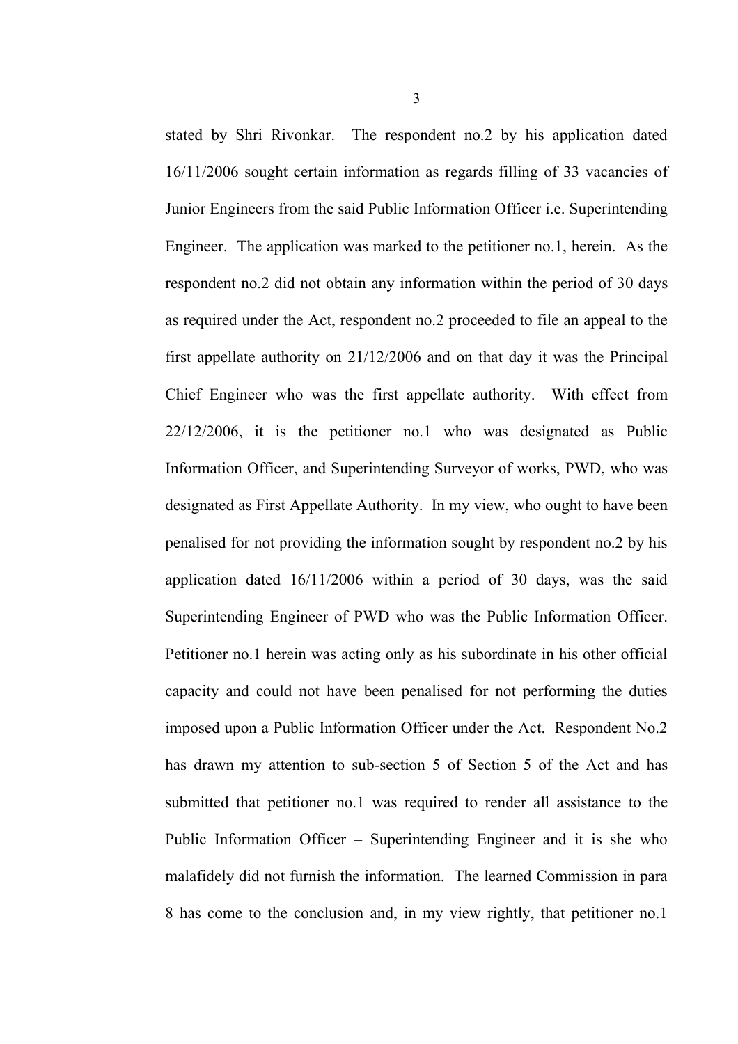stated by Shri Rivonkar. The respondent no.2 by his application dated 16/11/2006 sought certain information as regards filling of 33 vacancies of Junior Engineers from the said Public Information Officer i.e. Superintending Engineer. The application was marked to the petitioner no.1, herein. As the respondent no.2 did not obtain any information within the period of 30 days as required under the Act, respondent no.2 proceeded to file an appeal to the first appellate authority on 21/12/2006 and on that day it was the Principal Chief Engineer who was the first appellate authority. With effect from 22/12/2006, it is the petitioner no.1 who was designated as Public Information Officer, and Superintending Surveyor of works, PWD, who was designated as First Appellate Authority. In my view, who ought to have been penalised for not providing the information sought by respondent no.2 by his application dated 16/11/2006 within a period of 30 days, was the said Superintending Engineer of PWD who was the Public Information Officer. Petitioner no.1 herein was acting only as his subordinate in his other official capacity and could not have been penalised for not performing the duties imposed upon a Public Information Officer under the Act. Respondent No.2 has drawn my attention to sub-section 5 of Section 5 of the Act and has submitted that petitioner no.1 was required to render all assistance to the Public Information Officer – Superintending Engineer and it is she who malafidely did not furnish the information. The learned Commission in para 8 has come to the conclusion and, in my view rightly, that petitioner no.1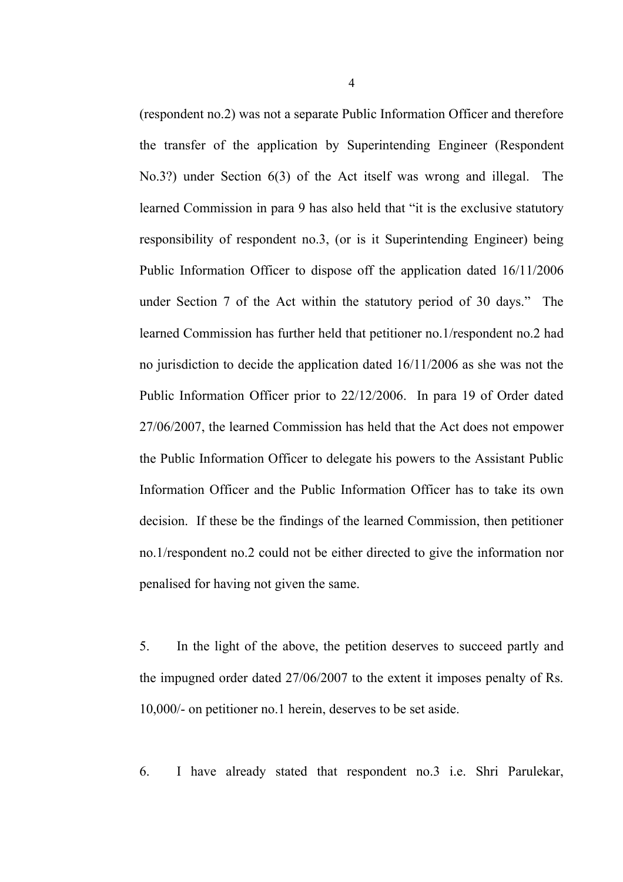(respondent no.2) was not a separate Public Information Officer and therefore the transfer of the application by Superintending Engineer (Respondent No.3?) under Section 6(3) of the Act itself was wrong and illegal. The learned Commission in para 9 has also held that "it is the exclusive statutory responsibility of respondent no.3, (or is it Superintending Engineer) being Public Information Officer to dispose off the application dated 16/11/2006 under Section 7 of the Act within the statutory period of 30 days." The learned Commission has further held that petitioner no.1/respondent no.2 had no jurisdiction to decide the application dated 16/11/2006 as she was not the Public Information Officer prior to 22/12/2006. In para 19 of Order dated 27/06/2007, the learned Commission has held that the Act does not empower the Public Information Officer to delegate his powers to the Assistant Public Information Officer and the Public Information Officer has to take its own decision. If these be the findings of the learned Commission, then petitioner no.1/respondent no.2 could not be either directed to give the information nor penalised for having not given the same.

5. In the light of the above, the petition deserves to succeed partly and the impugned order dated 27/06/2007 to the extent it imposes penalty of Rs. 10,000/- on petitioner no.1 herein, deserves to be set aside.

6. I have already stated that respondent no.3 i.e. Shri Parulekar,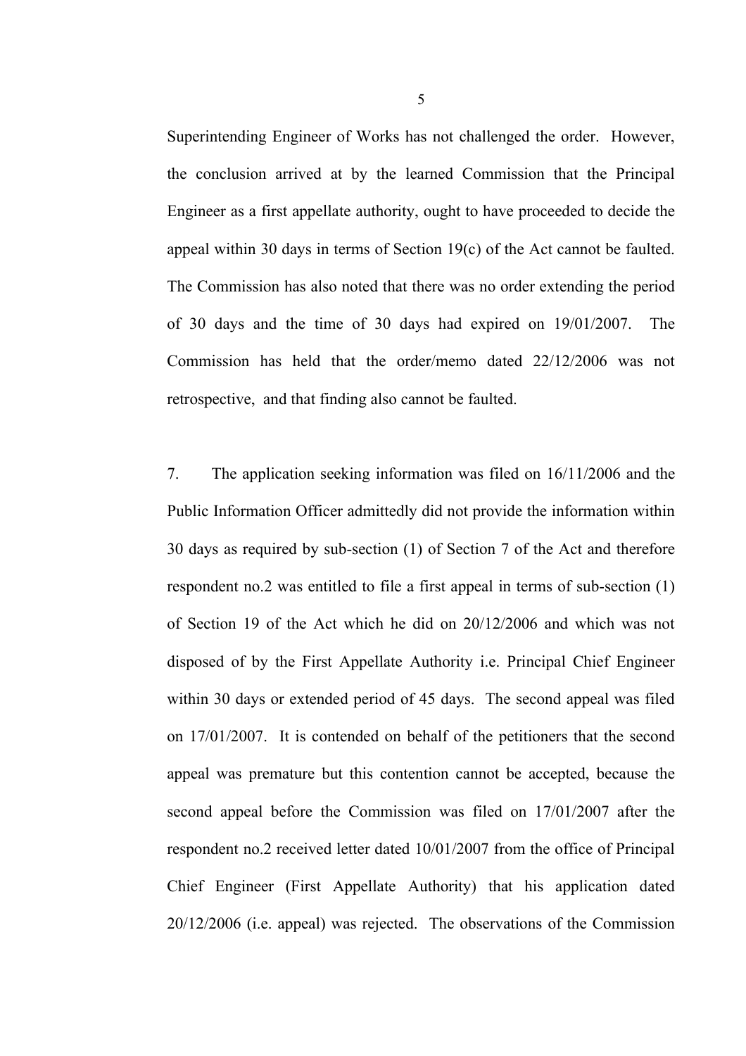Superintending Engineer of Works has not challenged the order. However, the conclusion arrived at by the learned Commission that the Principal Engineer as a first appellate authority, ought to have proceeded to decide the appeal within 30 days in terms of Section 19(c) of the Act cannot be faulted. The Commission has also noted that there was no order extending the period of 30 days and the time of 30 days had expired on 19/01/2007. The Commission has held that the order/memo dated 22/12/2006 was not retrospective, and that finding also cannot be faulted.

7. The application seeking information was filed on 16/11/2006 and the Public Information Officer admittedly did not provide the information within 30 days as required by sub-section (1) of Section 7 of the Act and therefore respondent no.2 was entitled to file a first appeal in terms of sub-section (1) of Section 19 of the Act which he did on 20/12/2006 and which was not disposed of by the First Appellate Authority i.e. Principal Chief Engineer within 30 days or extended period of 45 days. The second appeal was filed on 17/01/2007. It is contended on behalf of the petitioners that the second appeal was premature but this contention cannot be accepted, because the second appeal before the Commission was filed on 17/01/2007 after the respondent no.2 received letter dated 10/01/2007 from the office of Principal Chief Engineer (First Appellate Authority) that his application dated 20/12/2006 (i.e. appeal) was rejected. The observations of the Commission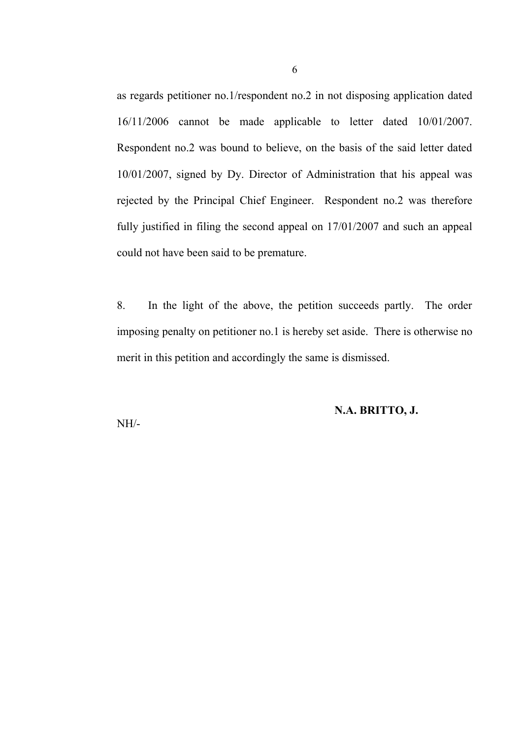as regards petitioner no.1/respondent no.2 in not disposing application dated 16/11/2006 cannot be made applicable to letter dated 10/01/2007. Respondent no.2 was bound to believe, on the basis of the said letter dated 10/01/2007, signed by Dy. Director of Administration that his appeal was rejected by the Principal Chief Engineer. Respondent no.2 was therefore fully justified in filing the second appeal on 17/01/2007 and such an appeal could not have been said to be premature.

8. In the light of the above, the petition succeeds partly. The order imposing penalty on petitioner no.1 is hereby set aside. There is otherwise no merit in this petition and accordingly the same is dismissed.

**N.A. BRITTO, J.**

NH/-